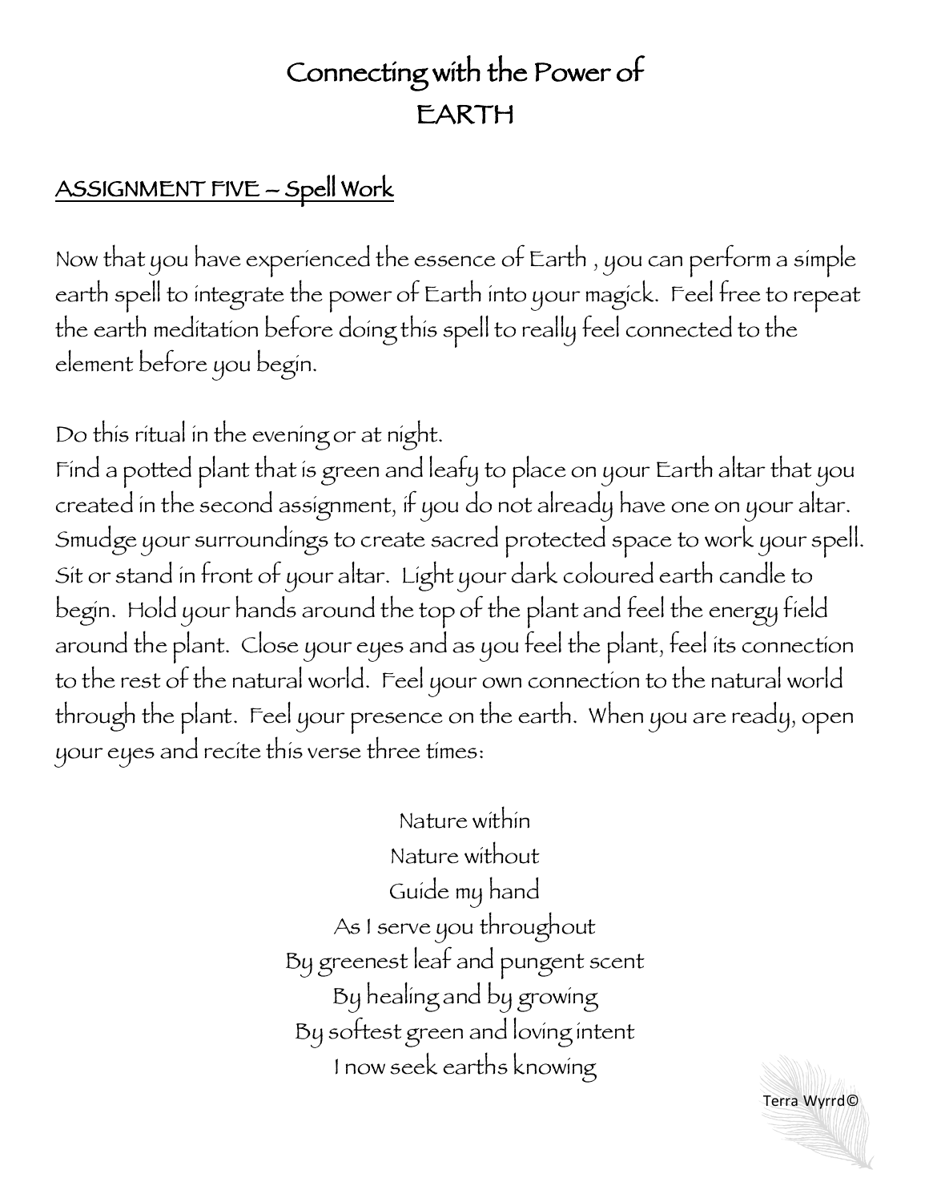# Connecting with the Power of EARTH

## ASSIGNMENT FIVE – Spell Work

Now that you have experienced the essence of Earth , you can perform a simple earth spell to integrate the power of Earth into your magick. Feel free to repeat the earth meditation before doing this spell to really feel connected to the element before you begin.

Do this ritual in the evening or at night.
Find a potted plant that is green and leafy to place on your Earth altar that you created in the second assignment, if you do not already have one on your altar. Smudge your surroundings to create sacred protected space to work your spell. Sit or stand in front of your altar. Light your dark coloured earth candle to begin. Hold your hands around the top of the plant and feel the energy field around the plant. Close your eyes and as you feel the plant, feel its connection to the rest of the natural world. Feel your own connection to the natural world through the plant. Feel your presence on the earth. When you are ready, open your eyes and recite this verse three times:

Nature within
Nature without
Guide my hand
As I serve you throughout
By greenest leaf and pungent scent
By healing and by growing
By softest green and loving intent
I now seek earths knowing

Terra Wyrd©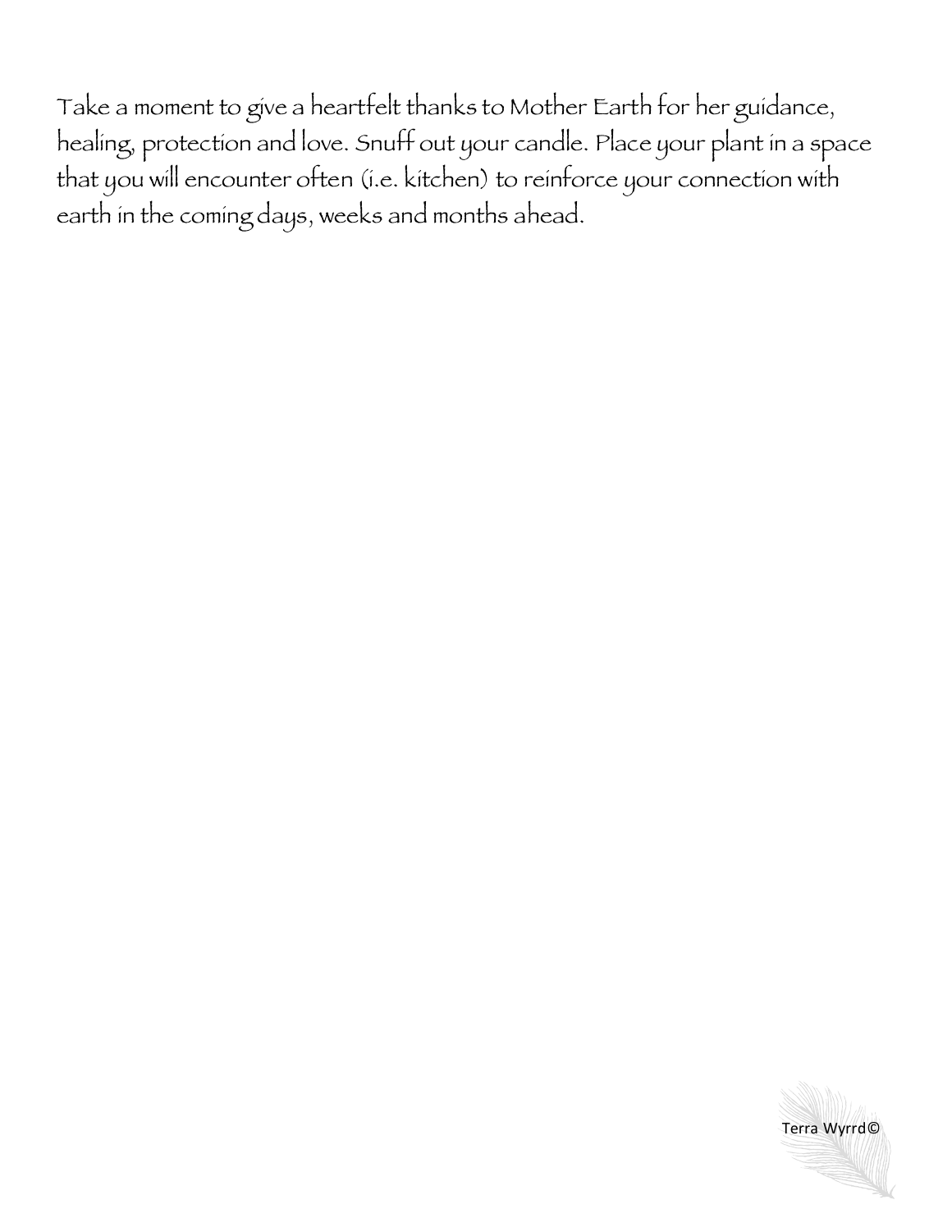Take a moment to give a heartfelt thanks to Mother Earth for her guidance, healing, protection and love. Snuff out your candle. Place your plant in a space that you will encounter often (i.e. kitchen) to reinforce your connection with earth in the coming days, weeks and months ahead.